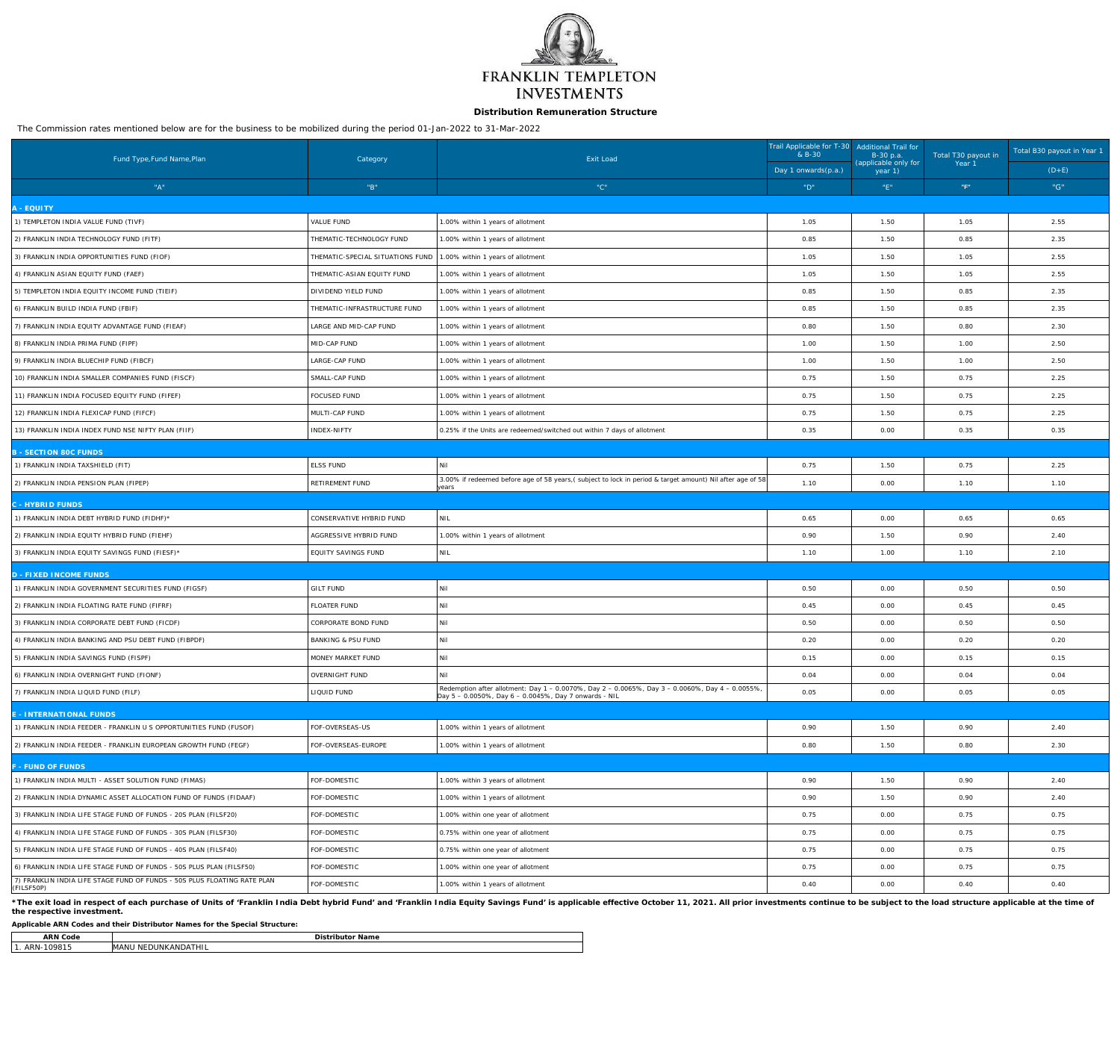FRANKLIN TEMPLETON INVESTMENTS

**Distribution Remuneration Structure**

The Commission rates mentioned below are for the business to be mobilized during the period 01-Jan-2022 to 31-Mar-2022

| Fund Type,Fund Name,Plan | Category | Exit Load | Trail Applicable for T-30 & B-30 | Additional Trail for B-30 p.a. (applicable only for year 1) | Total T30 payout in Year 1 | Total B30 payout in Year 1 |
|---|---|---|---|---|---|---|
| | | | Day 1 onwards(p.a.) | | | (D+E) |
| "A" | "B" | "C" | "D" | "E" | "F" | "G" |
| **A - EQUITY** | | | | | | |
| 1) TEMPLETON INDIA VALUE FUND (TIVF) | VALUE FUND | 1.00% within 1 years of allotment | 1.05 | 1.50 | 1.05 | 2.55 |
| 2) FRANKLIN INDIA TECHNOLOGY FUND (FITF) | THEMATIC-TECHNOLOGY FUND | 1.00% within 1 years of allotment | 0.85 | 1.50 | 0.85 | 2.35 |
| 3) FRANKLIN INDIA OPPORTUNITIES FUND (FIOF) | THEMATIC-SPECIAL SITUATIONS FUND | 1.00% within 1 years of allotment | 1.05 | 1.50 | 1.05 | 2.55 |
| 4) FRANKLIN ASIAN EQUITY FUND (FAEF) | THEMATIC-ASIAN EQUITY FUND | 1.00% within 1 years of allotment | 1.05 | 1.50 | 1.05 | 2.55 |
| 5) TEMPLETON INDIA EQUITY INCOME FUND (TIEIF) | DIVIDEND YIELD FUND | 1.00% within 1 years of allotment | 0.85 | 1.50 | 0.85 | 2.35 |
| 6) FRANKLIN BUILD INDIA FUND (FBIF) | THEMATIC-INFRASTRUCTURE FUND | 1.00% within 1 years of allotment | 0.85 | 1.50 | 0.85 | 2.35 |
| 7) FRANKLIN INDIA EQUITY ADVANTAGE FUND (FIEAF) | LARGE AND MID-CAP FUND | 1.00% within 1 years of allotment | 0.80 | 1.50 | 0.80 | 2.30 |
| 8) FRANKLIN INDIA PRIMA FUND (FIPF) | MID-CAP FUND | 1.00% within 1 years of allotment | 1.00 | 1.50 | 1.00 | 2.50 |
| 9) FRANKLIN INDIA BLUECHIP FUND (FIBCF) | LARGE-CAP FUND | 1.00% within 1 years of allotment | 1.00 | 1.50 | 1.00 | 2.50 |
| 10) FRANKLIN INDIA SMALLER COMPANIES FUND (FISCF) | SMALL-CAP FUND | 1.00% within 1 years of allotment | 0.75 | 1.50 | 0.75 | 2.25 |
| 11) FRANKLIN INDIA FOCUSED EQUITY FUND (FIFEF) | FOCUSED FUND | 1.00% within 1 years of allotment | 0.75 | 1.50 | 0.75 | 2.25 |
| 12) FRANKLIN INDIA FLEXICAP FUND (FIFCF) | MULTI-CAP FUND | 1.00% within 1 years of allotment | 0.75 | 1.50 | 0.75 | 2.25 |
| 13) FRANKLIN INDIA INDEX FUND NSE NIFTY PLAN (FIIF) | INDEX-NIFTY | 0.25% if the Units are redeemed/switched out within 7 days of allotment | 0.35 | 0.00 | 0.35 | 0.35 |
| **B - SECTION 80C FUNDS** | | | | | | |
| 1) FRANKLIN INDIA TAXSHIELD (FIT) | ELSS FUND | Nil | 0.75 | 1.50 | 0.75 | 2.25 |
| 2) FRANKLIN INDIA PENSION PLAN (FIPEP) | RETIREMENT FUND | 3.00% if redeemed before age of 58 years,( subject to lock in period & target amount) Nil after age of 58 years | 1.10 | 0.00 | 1.10 | 1.10 |
| **C - HYBRID FUNDS** | | | | | | |
| 1) FRANKLIN INDIA DEBT HYBRID FUND (FIDHF)* | CONSERVATIVE HYBRID FUND | NIL | 0.65 | 0.00 | 0.65 | 0.65 |
| 2) FRANKLIN INDIA EQUITY HYBRID FUND (FIEHF) | AGGRESSIVE HYBRID FUND | 1.00% within 1 years of allotment | 0.90 | 1.50 | 0.90 | 2.40 |
| 3) FRANKLIN INDIA EQUITY SAVINGS FUND (FIESF)* | EQUITY SAVINGS FUND | NIL | 1.10 | 1.00 | 1.10 | 2.10 |
| **D - FIXED INCOME FUNDS** | | | | | | |
| 1) FRANKLIN INDIA GOVERNMENT SECURITIES FUND (FIGSF) | GILT FUND | Nil | 0.50 | 0.00 | 0.50 | 0.50 |
| 2) FRANKLIN INDIA FLOATING RATE FUND (FIFRF) | FLOATER FUND | Nil | 0.45 | 0.00 | 0.45 | 0.45 |
| 3) FRANKLIN INDIA CORPORATE DEBT FUND (FICDF) | CORPORATE BOND FUND | Nil | 0.50 | 0.00 | 0.50 | 0.50 |
| 4) FRANKLIN INDIA BANKING AND PSU DEBT FUND (FIBPDF) | BANKING & PSU FUND | Nil | 0.20 | 0.00 | 0.20 | 0.20 |
| 5) FRANKLIN INDIA SAVINGS FUND (FISPF) | MONEY MARKET FUND | Nil | 0.15 | 0.00 | 0.15 | 0.15 |
| 6) FRANKLIN INDIA OVERNIGHT FUND (FIONF) | OVERNIGHT FUND | Nil | 0.04 | 0.00 | 0.04 | 0.04 |
| 7) FRANKLIN INDIA LIQUID FUND (FILF) | LIQUID FUND | Redemption after allotment: Day 1 – 0.0070%, Day 2 – 0.0065%, Day 3 – 0.0060%, Day 4 – 0.0055%, Day 5 – 0.0050%, Day 6 – 0.0045%, Day 7 onwards - NIL | 0.05 | 0.00 | 0.05 | 0.05 |
| **E - INTERNATIONAL FUNDS** | | | | | | |
| 1) FRANKLIN INDIA FEEDER - FRANKLIN U S OPPORTUNITIES FUND (FUSOF) | FOF-OVERSEAS-US | 1.00% within 1 years of allotment | 0.90 | 1.50 | 0.90 | 2.40 |
| 2) FRANKLIN INDIA FEEDER - FRANKLIN EUROPEAN GROWTH FUND (FEGF) | FOF-OVERSEAS-EUROPE | 1.00% within 1 years of allotment | 0.80 | 1.50 | 0.80 | 2.30 |
| **F - FUND OF FUNDS** | | | | | | |
| 1) FRANKLIN INDIA MULTI - ASSET SOLUTION FUND (FIMAS) | FOF-DOMESTIC | 1.00% within 3 years of allotment | 0.90 | 1.50 | 0.90 | 2.40 |
| 2) FRANKLIN INDIA DYNAMIC ASSET ALLOCATION FUND OF FUNDS (FIDAAF) | FOF-DOMESTIC | 1.00% within 1 years of allotment | 0.90 | 1.50 | 0.90 | 2.40 |
| 3) FRANKLIN INDIA LIFE STAGE FUND OF FUNDS - 20S PLAN (FILSF20) | FOF-DOMESTIC | 1.00% within one year of allotment | 0.75 | 0.00 | 0.75 | 0.75 |
| 4) FRANKLIN INDIA LIFE STAGE FUND OF FUNDS - 30S PLAN (FILSF30) | FOF-DOMESTIC | 0.75% within one year of allotment | 0.75 | 0.00 | 0.75 | 0.75 |
| 5) FRANKLIN INDIA LIFE STAGE FUND OF FUNDS - 40S PLAN (FILSF40) | FOF-DOMESTIC | 0.75% within one year of allotment | 0.75 | 0.00 | 0.75 | 0.75 |
| 6) FRANKLIN INDIA LIFE STAGE FUND OF FUNDS - 50S PLUS PLAN (FILSF50) | FOF-DOMESTIC | 1.00% within one year of allotment | 0.75 | 0.00 | 0.75 | 0.75 |
| 7) FRANKLIN INDIA LIFE STAGE FUND OF FUNDS - 50S PLUS FLOATING RATE PLAN (FILSF50P) | FOF-DOMESTIC | 1.00% within 1 years of allotment | 0.40 | 0.00 | 0.40 | 0.40 |

***The exit load in respect of each purchase of Units of 'Franklin India Debt hybrid Fund' and 'Franklin India Equity Savings Fund' is applicable effective October 11, 2021. All prior investments continue to be subject to the load structure applicable at the time of the respective investment.**

**Applicable ARN Codes and their Distributor Names for the Special Structure:**

| ARN Code | Distributor Name |
|---|---|
| 1. ARN-109815 | MANU NEDUNKANDATHIL |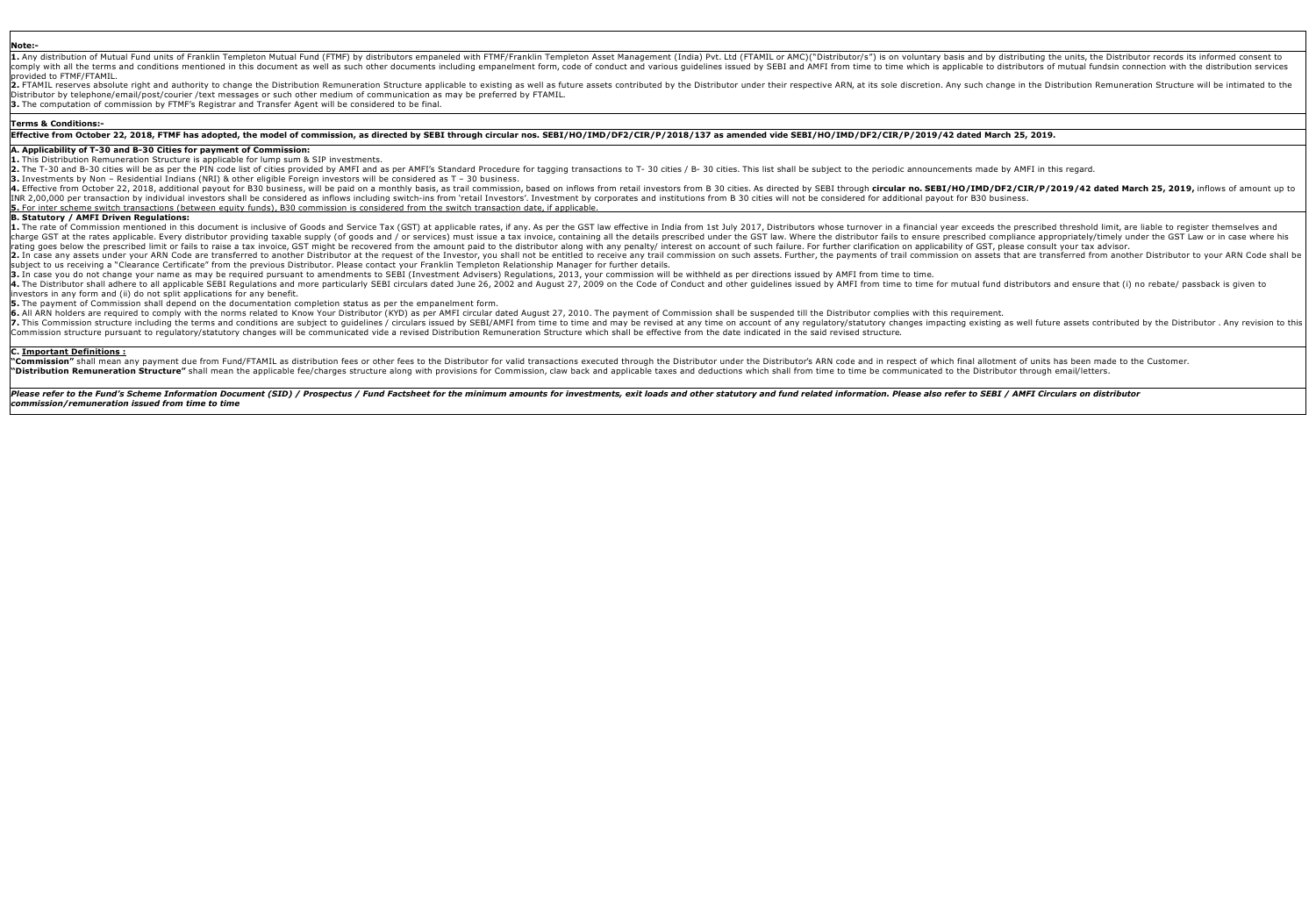**Note:-**

**1.** Any distribution of Mutual Fund units of Franklin Templeton Mutual Fund (FTMF) by distributors empaneled with FTMF/Franklin Templeton Asset Management (India) Pvt. Ltd (FTAMIL or AMC)("Distributor/s") is on voluntary basis and by distributing the units, the Distributor records its informed consent to comply with all the terms and conditions mentioned in this document as well as such other documents including empanelment form, code of conduct and various guidelines issued by SEBI and AMFI from time to time which is applicable to distributors of mutual fundsin connection with the distribution services provided to FTMF/FTAMIL.

**2.** FTAMIL reserves absolute right and authority to change the Distribution Remuneration Structure applicable to existing as well as future assets contributed by the Distributor under their respective ARN, at its sole discretion. Any such change in the Distribution Remuneration Structure will be intimated to the Distributor by telephone/email/post/courier /text messages or such other medium of communication as may be preferred by FTAMIL.

**3.** The computation of commission by FTMF's Registrar and Transfer Agent will be considered to be final.

**Terms & Conditions:-**

**Effective from October 22, 2018, FTMF has adopted, the model of commission, as directed by SEBI through circular nos. SEBI/HO/IMD/DF2/CIR/P/2018/137 as amended vide SEBI/HO/IMD/DF2/CIR/P/2019/42 dated March 25, 2019.**

**A. Applicability of T-30 and B-30 Cities for payment of Commission:**

**1.** This Distribution Remuneration Structure is applicable for lump sum & SIP investments.

**2.** The T-30 and B-30 cities will be as per the PIN code list of cities provided by AMFI and as per AMFI's Standard Procedure for tagging transactions to T- 30 cities / B- 30 cities. This list shall be subject to the periodic announcements made by AMFI in this regard.

**3.** Investments by Non – Residential Indians (NRI) & other eligible Foreign investors will be considered as T – 30 business.

**4.** Effective from October 22, 2018, additional payout for B30 business, will be paid on a monthly basis, as trail commission, based on inflows from retail investors from B 30 cities. As directed by SEBI through **circular no. SEBI/HO/IMD/DF2/CIR/P/2019/42 dated March 25, 2019,** inflows of amount up to INR 2,00,000 per transaction by individual investors shall be considered as inflows including switch-ins from 'retail Investors'. Investment by corporates and institutions from B 30 cities will not be considered for additional payout for B30 business.

**5.** For inter scheme switch transactions (between equity funds), B30 commission is considered from the switch transaction date, if applicable.

**B. Statutory / AMFI Driven Regulations:**

**1.** The rate of Commission mentioned in this document is inclusive of Goods and Service Tax (GST) at applicable rates, if any. As per the GST law effective in India from 1st July 2017, Distributors whose turnover in a financial year exceeds the prescribed threshold limit, are liable to register themselves and charge GST at the rates applicable. Every distributor providing taxable supply (of goods and / or services) must issue a tax invoice, containing all the details prescribed under the GST law. Where the distributor fails to ensure prescribed compliance appropriately/timely under the GST Law or in case where his rating goes below the prescribed limit or fails to raise a tax invoice, GST might be recovered from the amount paid to the distributor along with any penalty/ interest on account of such failure. For further clarification on applicability of GST, please consult your tax advisor.

**2.** In case any assets under your ARN Code are transferred to another Distributor at the request of the Investor, you shall not be entitled to receive any trail commission on such assets. Further, the payments of trail commission on assets that are transferred from another Distributor to your ARN Code shall be subject to us receiving a "Clearance Certificate" from the previous Distributor. Please contact your Franklin Templeton Relationship Manager for further details.

**3.** In case you do not change your name as may be required pursuant to amendments to SEBI (Investment Advisers) Regulations, 2013, your commission will be withheld as per directions issued by AMFI from time to time.

**4.** The Distributor shall adhere to all applicable SEBI Regulations and more particularly SEBI circulars dated June 26, 2002 and August 27, 2009 on the Code of Conduct and other guidelines issued by AMFI from time to time for mutual fund distributors and ensure that (i) no rebate/ passback is given to investors in any form and (ii) do not split applications for any benefit.

**5.** The payment of Commission shall depend on the documentation completion status as per the empanelment form.

**6.** All ARN holders are required to comply with the norms related to Know Your Distributor (KYD) as per AMFI circular dated August 27, 2010. The payment of Commission shall be suspended till the Distributor complies with this requirement.

**7.** This Commission structure including the terms and conditions are subject to guidelines / circulars issued by SEBI/AMFI from time to time and may be revised at any time on account of any regulatory/statutory changes impacting existing as well future assets contributed by the Distributor . Any revision to this Commission structure pursuant to regulatory/statutory changes will be communicated vide a revised Distribution Remuneration Structure which shall be effective from the date indicated in the said revised structure.

**C. Important Definitions :**

**"Commission"** shall mean any payment due from Fund/FTAMIL as distribution fees or other fees to the Distributor for valid transactions executed through the Distributor under the Distributor's ARN code and in respect of which final allotment of units has been made to the Customer.

**"Distribution Remuneration Structure"** shall mean the applicable fee/charges structure along with provisions for Commission, claw back and applicable taxes and deductions which shall from time to time be communicated to the Distributor through email/letters.

***Please refer to the Fund's Scheme Information Document (SID) / Prospectus / Fund Factsheet for the minimum amounts for investments, exit loads and other statutory and fund related information. Please also refer to SEBI / AMFI Circulars on distributor commission/remuneration issued from time to time***